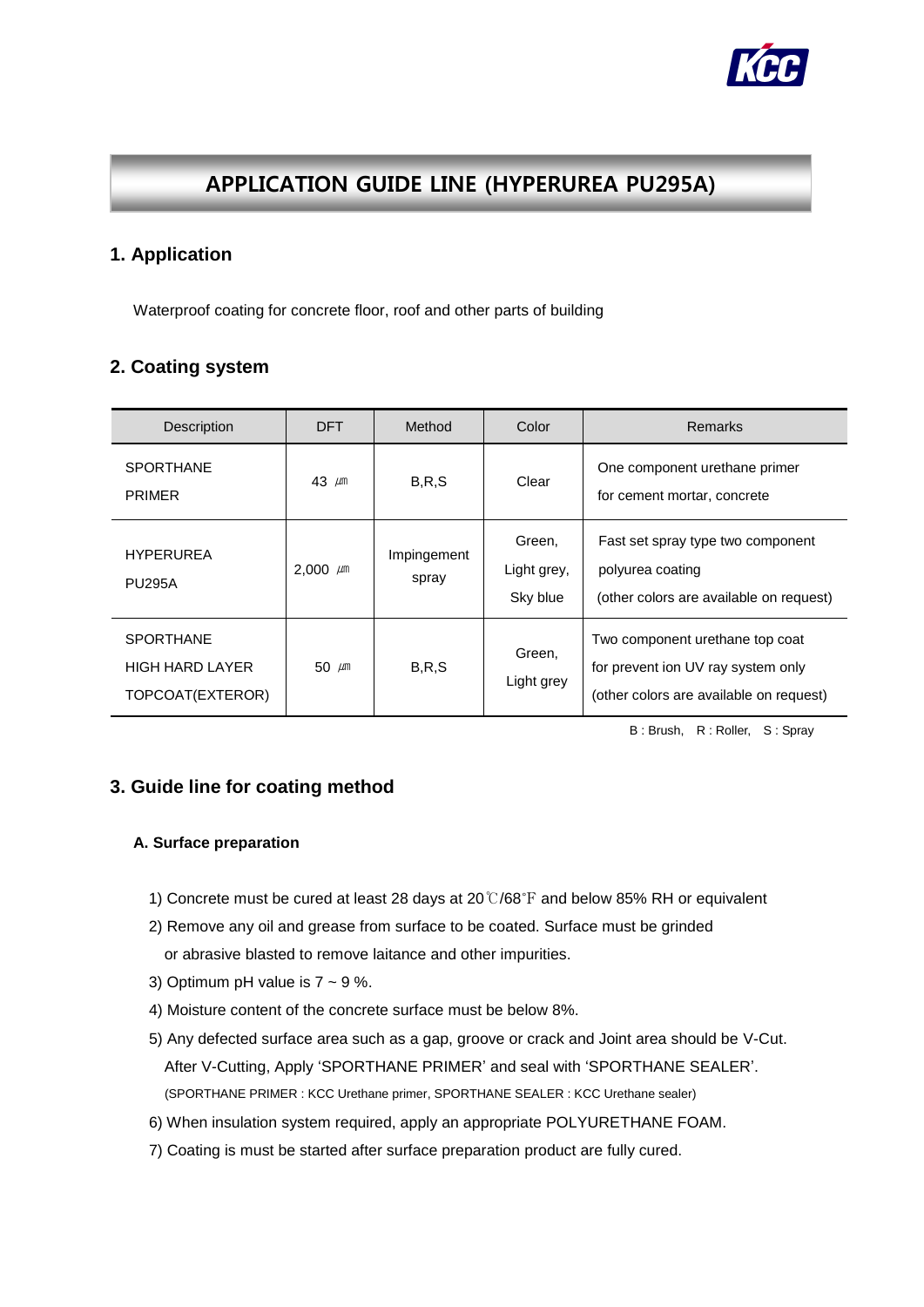# APPLICATION GUIDE LINE (HYPERUREA PU295A)

## 1. Application

Waterproof coating for concrete floor, roof and other parts of building

## 2. Coating system

| Description | DFT | Method | Color | Remarks |
|---|---|---|---|---|
| SPORTHANE PRIMER | 43 ㎛ | B,R,S | Clear | One component urethane primer for cement mortar, concrete |
| HYPERUREA PU295A | 2,000 ㎛ | Impingement spray | Green, Light grey, Sky blue | Fast set spray type two component polyurea coating (other colors are available on request) |
| SPORTHANE HIGH HARD LAYER TOPCOAT(EXTEROR) | 50 ㎛ | B,R,S | Green, Light grey | Two component urethane top coat for prevent ion UV ray system only (other colors are available on request) |

B : Brush,  R : Roller,  S : Spray

## 3. Guide line for coating method

### A. Surface preparation

1) Concrete must be cured at least 28 days at 20℃/68℉ and below 85% RH or equivalent
2) Remove any oil and grease from surface to be coated. Surface must be grinded or abrasive blasted to remove laitance and other impurities.
3) Optimum pH value is 7 ~ 9 %.
4) Moisture content of the concrete surface must be below 8%.
5) Any defected surface area such as a gap, groove or crack and Joint area should be V-Cut. After V-Cutting, Apply 'SPORTHANE PRIMER' and seal with 'SPORTHANE SEALER'.
   (SPORTHANE PRIMER : KCC Urethane primer, SPORTHANE SEALER : KCC Urethane sealer)
6) When insulation system required, apply an appropriate POLYURETHANE FOAM.
7) Coating is must be started after surface preparation product are fully cured.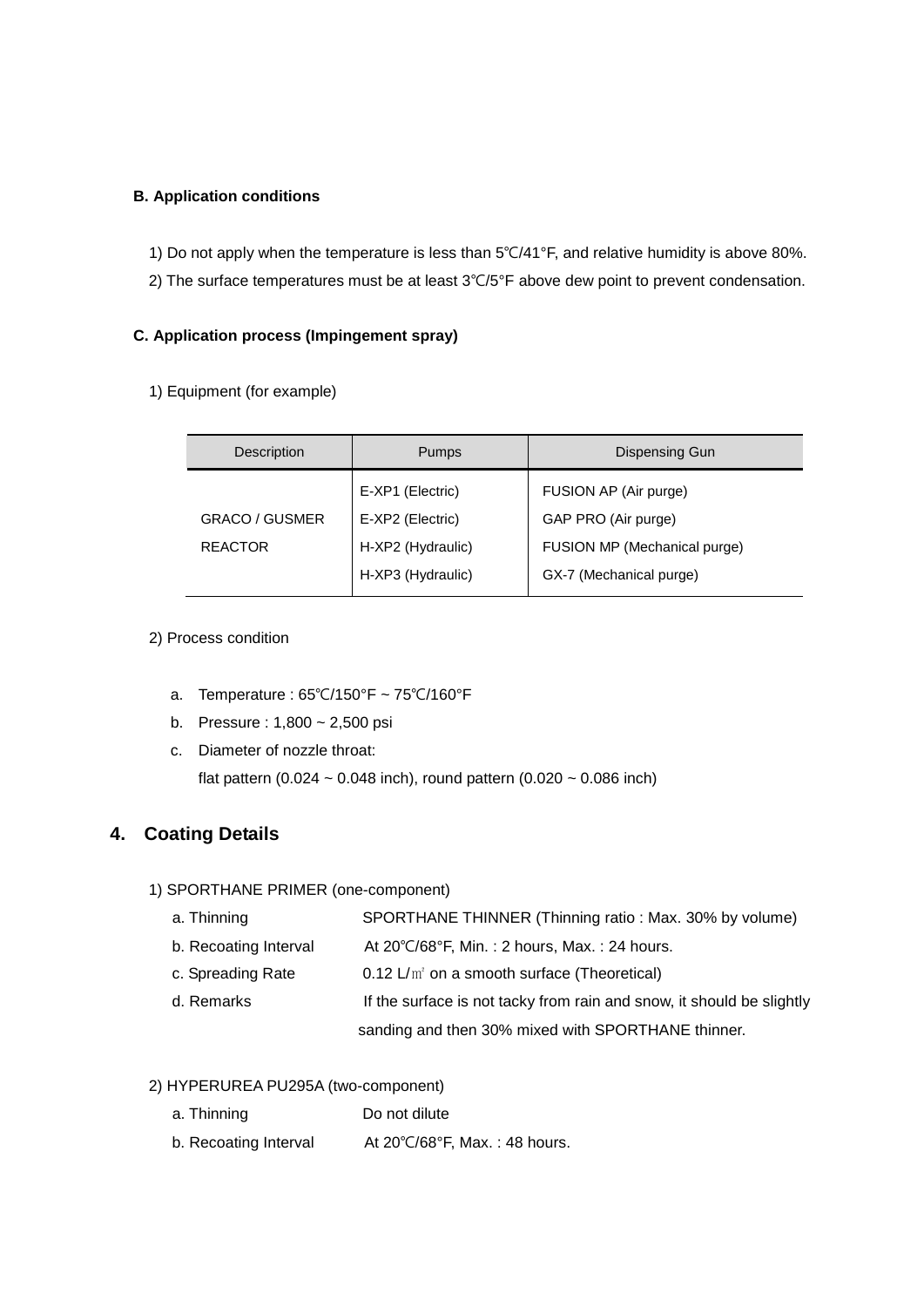**B. Application conditions**

1) Do not apply when the temperature is less than 5℃/41°F, and relative humidity is above 80%.

2) The surface temperatures must be at least 3℃/5°F above dew point to prevent condensation.

**C. Application process (Impingement spray)**

1) Equipment (for example)

| Description | Pumps | Dispensing Gun |
|---|---|---|
| GRACO / GUSMER REACTOR | E-XP1 (Electric)<br>E-XP2 (Electric)<br>H-XP2 (Hydraulic)<br>H-XP3 (Hydraulic) | FUSION AP (Air purge)<br>GAP PRO (Air purge)<br>FUSION MP (Mechanical purge)<br>GX-7 (Mechanical purge) |

2) Process condition

a. Temperature : 65℃/150°F ~ 75℃/160°F
b. Pressure : 1,800 ~ 2,500 psi
c. Diameter of nozzle throat:
   flat pattern (0.024 ~ 0.048 inch), round pattern (0.020 ~ 0.086 inch)

## 4. Coating Details

1) SPORTHANE PRIMER (one-component)

a. Thinning — SPORTHANE THINNER (Thinning ratio : Max. 30% by volume)
b. Recoating Interval — At 20℃/68°F, Min. : 2 hours, Max. : 24 hours.
c. Spreading Rate — 0.12 L/㎡ on a smooth surface (Theoretical)
d. Remarks — If the surface is not tacky from rain and snow, it should be slightly sanding and then 30% mixed with SPORTHANE thinner.

2) HYPERUREA PU295A (two-component)

a. Thinning — Do not dilute
b. Recoating Interval — At 20℃/68°F, Max. : 48 hours.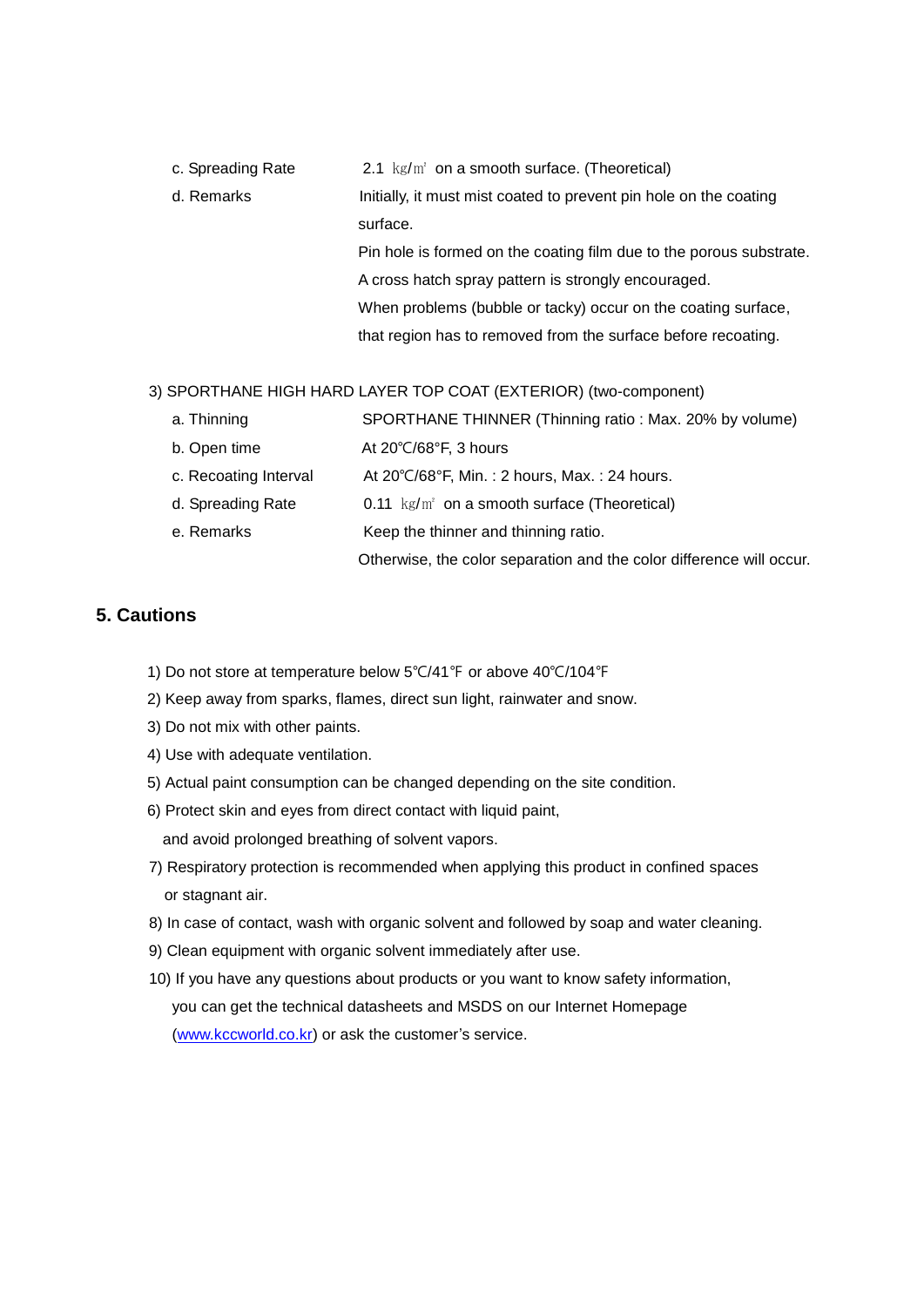c. Spreading Rate　　2.1 ㎏/㎡ on a smooth surface. (Theoretical)

d. Remarks　　Initially, it must mist coated to prevent pin hole on the coating surface.
Pin hole is formed on the coating film due to the porous substrate.
A cross hatch spray pattern is strongly encouraged.
When problems (bubble or tacky) occur on the coating surface, that region has to removed from the surface before recoating.

3) SPORTHANE HIGH HARD LAYER TOP COAT (EXTERIOR) (two-component)

a. Thinning　　SPORTHANE THINNER (Thinning ratio : Max. 20% by volume)

b. Open time　　At 20℃/68°F, 3 hours

c. Recoating Interval　　At 20℃/68°F, Min. : 2 hours, Max. : 24 hours.

d. Spreading Rate　　0.11 ㎏/㎡ on a smooth surface (Theoretical)

e. Remarks　　Keep the thinner and thinning ratio.
Otherwise, the color separation and the color difference will occur.

## 5. Cautions

1) Do not store at temperature below 5℃/41℉ or above 40℃/104℉
2) Keep away from sparks, flames, direct sun light, rainwater and snow.
3) Do not mix with other paints.
4) Use with adequate ventilation.
5) Actual paint consumption can be changed depending on the site condition.
6) Protect skin and eyes from direct contact with liquid paint, and avoid prolonged breathing of solvent vapors.
7) Respiratory protection is recommended when applying this product in confined spaces or stagnant air.
8) In case of contact, wash with organic solvent and followed by soap and water cleaning.
9) Clean equipment with organic solvent immediately after use.
10) If you have any questions about products or you want to know safety information, you can get the technical datasheets and MSDS on our Internet Homepage (www.kccworld.co.kr) or ask the customer's service.